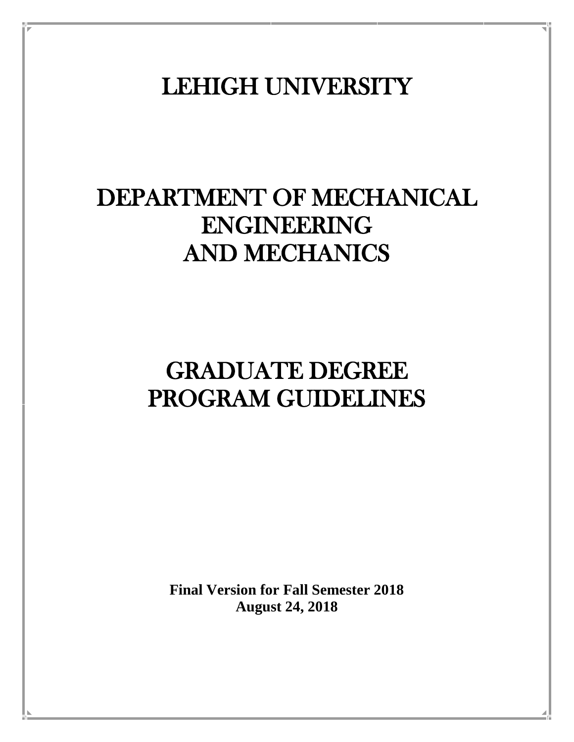# LEHIGH UNIVERSITY

# DEPARTMENT OF MECHANICAL ENGINEERING AND MECHANICS

# GRADUATE DEGREE PROGRAM GUIDELINES

**Final Version for Fall Semester 2018**
**August 24, 2018**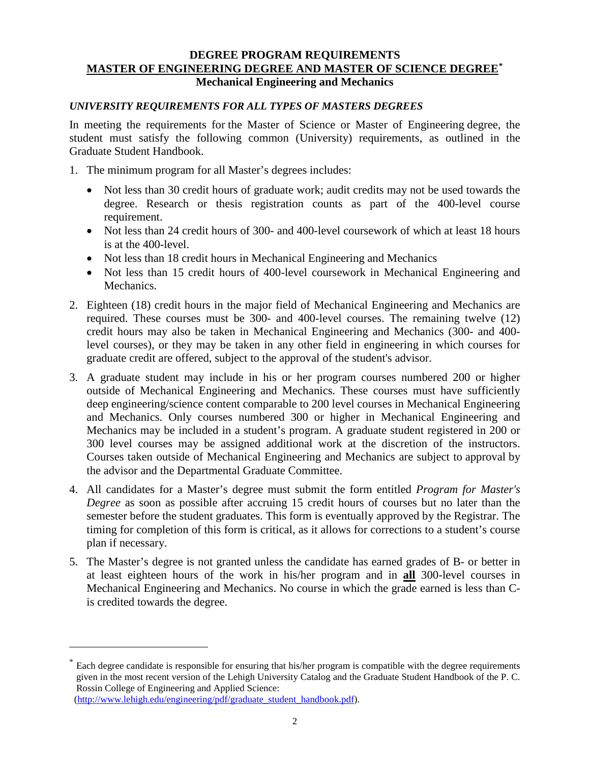# DEGREE PROGRAM REQUIREMENTS

## MASTER OF ENGINEERING DEGREE AND MASTER OF SCIENCE DEGREE*

### Mechanical Engineering and Mechanics

***UNIVERSITY REQUIREMENTS FOR ALL TYPES OF MASTERS DEGREES***

In meeting the requirements for the Master of Science or Master of Engineering degree, the student must satisfy the following common (University) requirements, as outlined in the Graduate Student Handbook.

1. The minimum program for all Master's degrees includes:
   - Not less than 30 credit hours of graduate work; audit credits may not be used towards the degree. Research or thesis registration counts as part of the 400-level course requirement.
   - Not less than 24 credit hours of 300- and 400-level coursework of which at least 18 hours is at the 400-level.
   - Not less than 18 credit hours in Mechanical Engineering and Mechanics
   - Not less than 15 credit hours of 400-level coursework in Mechanical Engineering and Mechanics.
2. Eighteen (18) credit hours in the major field of Mechanical Engineering and Mechanics are required. These courses must be 300- and 400-level courses. The remaining twelve (12) credit hours may also be taken in Mechanical Engineering and Mechanics (300- and 400-level courses), or they may be taken in any other field in engineering in which courses for graduate credit are offered, subject to the approval of the student's advisor.
3. A graduate student may include in his or her program courses numbered 200 or higher outside of Mechanical Engineering and Mechanics. These courses must have sufficiently deep engineering/science content comparable to 200 level courses in Mechanical Engineering and Mechanics. Only courses numbered 300 or higher in Mechanical Engineering and Mechanics may be included in a student's program. A graduate student registered in 200 or 300 level courses may be assigned additional work at the discretion of the instructors. Courses taken outside of Mechanical Engineering and Mechanics are subject to approval by the advisor and the Departmental Graduate Committee.
4. All candidates for a Master's degree must submit the form entitled *Program for Master's Degree* as soon as possible after accruing 15 credit hours of courses but no later than the semester before the student graduates. This form is eventually approved by the Registrar. The timing for completion of this form is critical, as it allows for corrections to a student's course plan if necessary.
5. The Master's degree is not granted unless the candidate has earned grades of B- or better in at least eighteen hours of the work in his/her program and in **all** 300-level courses in Mechanical Engineering and Mechanics. No course in which the grade earned is less than C- is credited towards the degree.

---

* Each degree candidate is responsible for ensuring that his/her program is compatible with the degree requirements given in the most recent version of the Lehigh University Catalog and the Graduate Student Handbook of the P. C. Rossin College of Engineering and Applied Science: (http://www.lehigh.edu/engineering/pdf/graduate_student_handbook.pdf).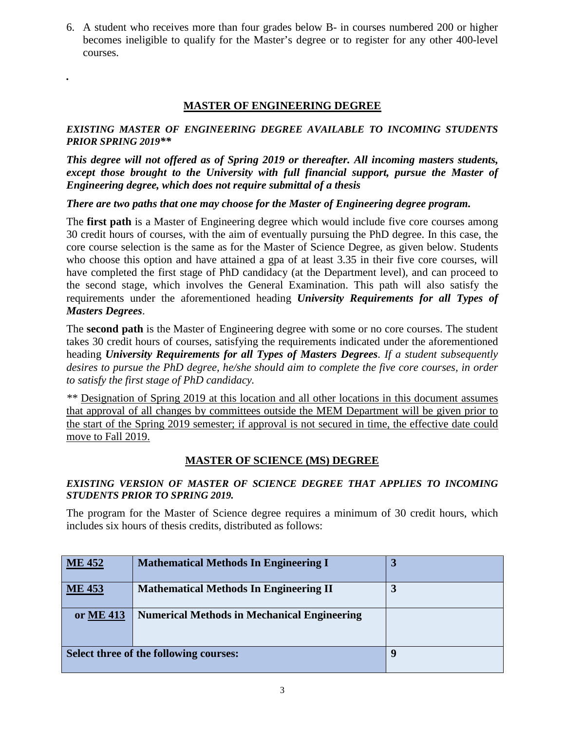6. A student who receives more than four grades below B- in courses numbered 200 or higher becomes ineligible to qualify for the Master's degree or to register for any other 400-level courses.

.

## MASTER OF ENGINEERING DEGREE

***EXISTING MASTER OF ENGINEERING DEGREE AVAILABLE TO INCOMING STUDENTS PRIOR SPRING 2019****

***This degree will not offered as of Spring 2019 or thereafter. All incoming masters students, except those brought to the University with full financial support, pursue the Master of Engineering degree, which does not require submittal of a thesis***

***There are two paths that one may choose for the Master of Engineering degree program.***

The **first path** is a Master of Engineering degree which would include five core courses among 30 credit hours of courses, with the aim of eventually pursuing the PhD degree. In this case, the core course selection is the same as for the Master of Science Degree, as given below. Students who choose this option and have attained a gpa of at least 3.35 in their five core courses, will have completed the first stage of PhD candidacy (at the Department level), and can proceed to the second stage, which involves the General Examination. This path will also satisfy the requirements under the aforementioned heading ***University Requirements for all Types of Masters Degrees***.

The **second path** is the Master of Engineering degree with some or no core courses. The student takes 30 credit hours of courses, satisfying the requirements indicated under the aforementioned heading ***University Requirements for all Types of Masters Degrees***. *If a student subsequently desires to pursue the PhD degree, he/she should aim to complete the five core courses, in order to satisfy the first stage of PhD candidacy.*

** Designation of Spring 2019 at this location and all other locations in this document assumes that approval of all changes by committees outside the MEM Department will be given prior to the start of the Spring 2019 semester; if approval is not secured in time, the effective date could move to Fall 2019.

## MASTER OF SCIENCE (MS) DEGREE

***EXISTING VERSION OF MASTER OF SCIENCE DEGREE THAT APPLIES TO INCOMING STUDENTS PRIOR TO SPRING 2019.***

The program for the Master of Science degree requires a minimum of 30 credit hours, which includes six hours of thesis credits, distributed as follows:

| | | |
|---|---|---|
| **ME 452** | **Mathematical Methods In Engineering I** | **3** |
| **ME 453** | **Mathematical Methods In Engineering II** | **3** |
| **or ME 413** | **Numerical Methods in Mechanical Engineering** | |
| **Select three of the following courses:** | | **9** |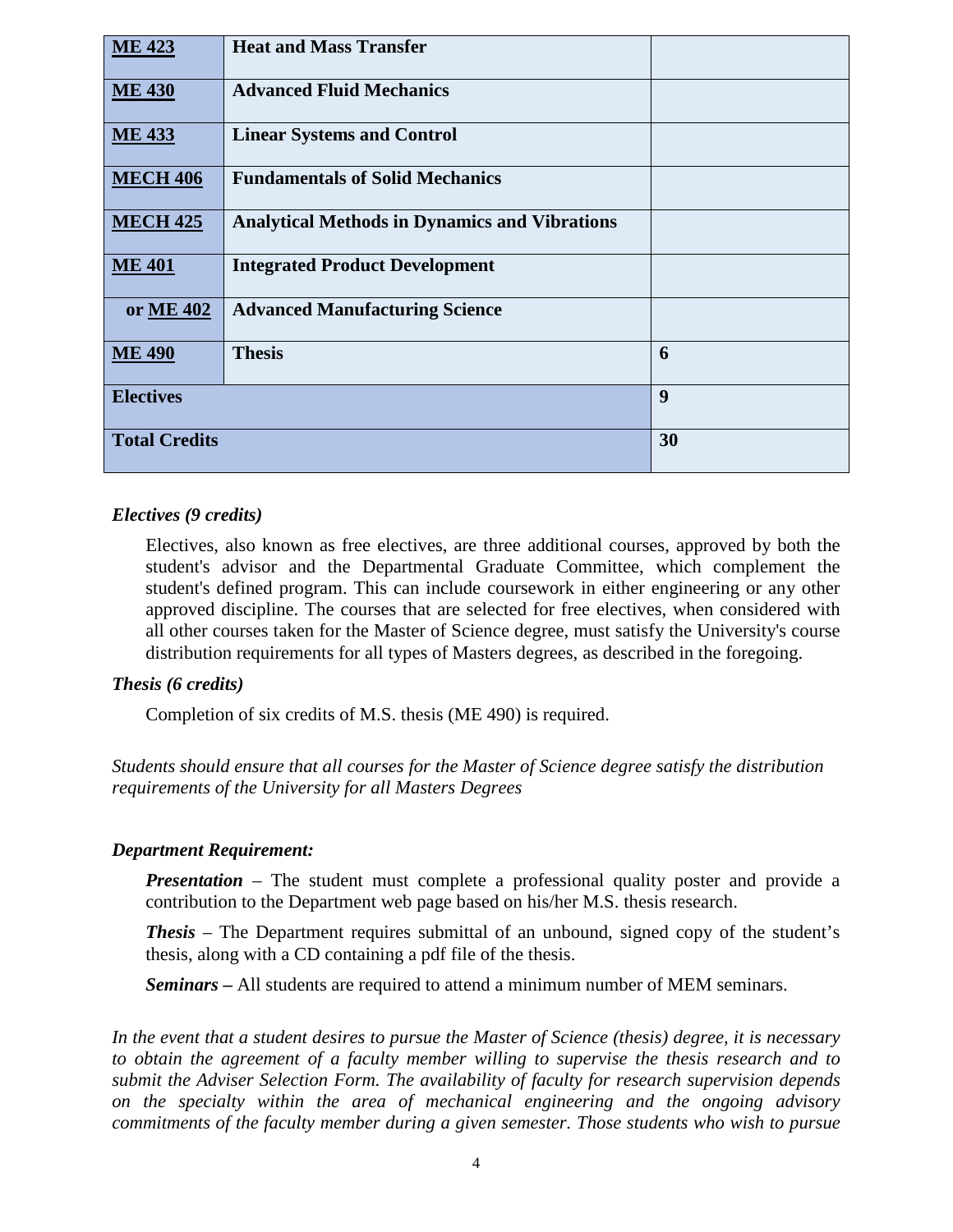| | | |
|---|---|---|
| **ME 423** | **Heat and Mass Transfer** | |
| **ME 430** | **Advanced Fluid Mechanics** | |
| **ME 433** | **Linear Systems and Control** | |
| **MECH 406** | **Fundamentals of Solid Mechanics** | |
| **MECH 425** | **Analytical Methods in Dynamics and Vibrations** | |
| **ME 401** | **Integrated Product Development** | |
| **or ME 402** | **Advanced Manufacturing Science** | |
| **ME 490** | **Thesis** | **6** |
| **Electives** | | **9** |
| **Total Credits** | | **30** |

***Electives (9 credits)***

Electives, also known as free electives, are three additional courses, approved by both the student's advisor and the Departmental Graduate Committee, which complement the student's defined program. This can include coursework in either engineering or any other approved discipline. The courses that are selected for free electives, when considered with all other courses taken for the Master of Science degree, must satisfy the University's course distribution requirements for all types of Masters degrees, as described in the foregoing.

***Thesis (6 credits)***

Completion of six credits of M.S. thesis (ME 490) is required.

*Students should ensure that all courses for the Master of Science degree satisfy the distribution requirements of the University for all Masters Degrees*

***Department Requirement:***

***Presentation*** – The student must complete a professional quality poster and provide a contribution to the Department web page based on his/her M.S. thesis research.

***Thesis*** – The Department requires submittal of an unbound, signed copy of the student's thesis, along with a CD containing a pdf file of the thesis.

***Seminars –*** All students are required to attend a minimum number of MEM seminars.

*In the event that a student desires to pursue the Master of Science (thesis) degree, it is necessary to obtain the agreement of a faculty member willing to supervise the thesis research and to submit the Adviser Selection Form. The availability of faculty for research supervision depends on the specialty within the area of mechanical engineering and the ongoing advisory commitments of the faculty member during a given semester. Those students who wish to pursue*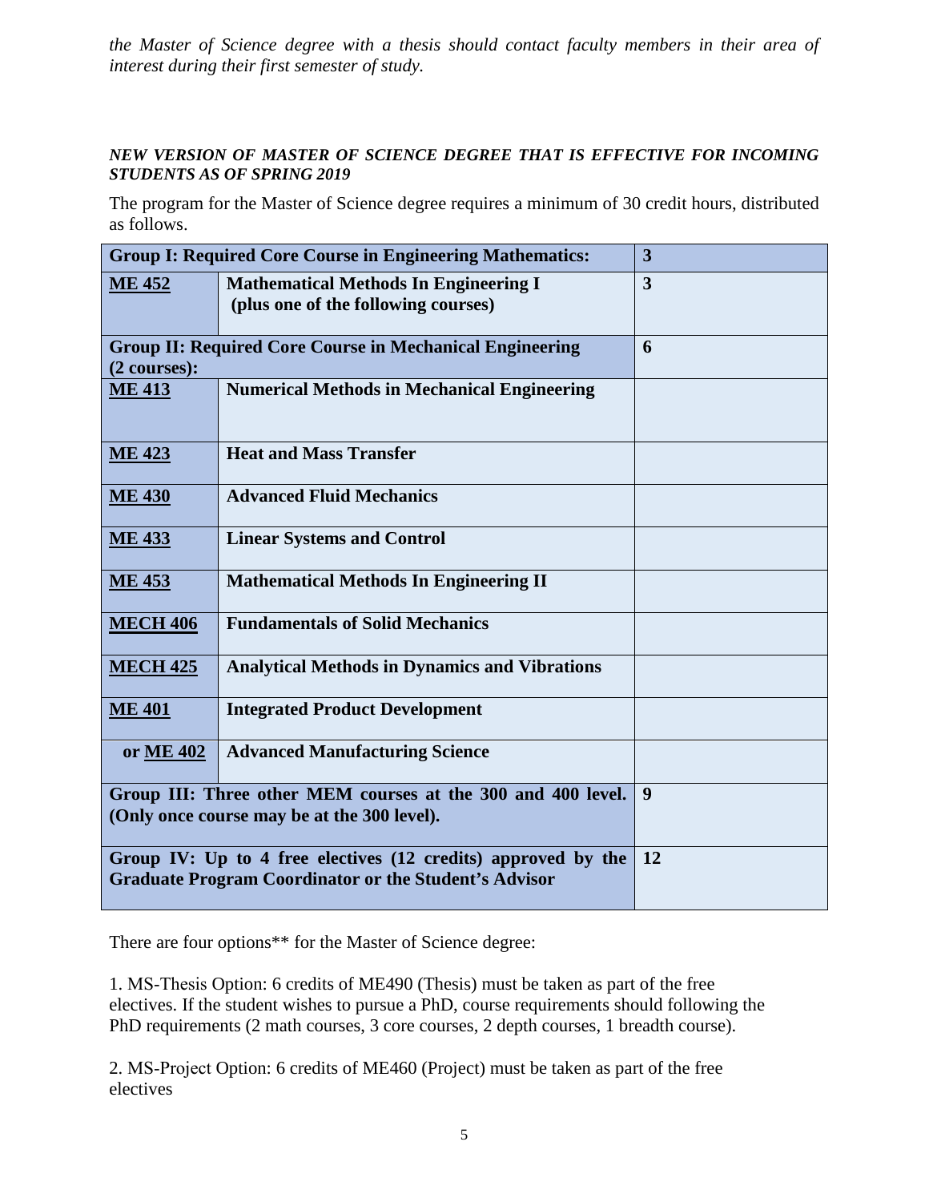*the Master of Science degree with a thesis should contact faculty members in their area of interest during their first semester of study.*

***NEW VERSION OF MASTER OF SCIENCE DEGREE THAT IS EFFECTIVE FOR INCOMING STUDENTS AS OF SPRING 2019***

The program for the Master of Science degree requires a minimum of 30 credit hours, distributed as follows.

| **Group I: Required Core Course in Engineering Mathematics:** | | **3** |
|---|---|---|
| **ME 452** | **Mathematical Methods In Engineering I (plus one of the following courses)** | **3** |
| **Group II: Required Core Course in Mechanical Engineering (2 courses):** | | **6** |
| **ME 413** | **Numerical Methods in Mechanical Engineering** | |
| **ME 423** | **Heat and Mass Transfer** | |
| **ME 430** | **Advanced Fluid Mechanics** | |
| **ME 433** | **Linear Systems and Control** | |
| **ME 453** | **Mathematical Methods In Engineering II** | |
| **MECH 406** | **Fundamentals of Solid Mechanics** | |
| **MECH 425** | **Analytical Methods in Dynamics and Vibrations** | |
| **ME 401** | **Integrated Product Development** | |
| **or ME 402** | **Advanced Manufacturing Science** | |
| **Group III: Three other MEM courses at the 300 and 400 level. (Only once course may be at the 300 level).** | | **9** |
| **Group IV: Up to 4 free electives (12 credits) approved by the Graduate Program Coordinator or the Student's Advisor** | | **12** |

There are four options** for the Master of Science degree:

1. MS-Thesis Option: 6 credits of ME490 (Thesis) must be taken as part of the free electives. If the student wishes to pursue a PhD, course requirements should following the PhD requirements (2 math courses, 3 core courses, 2 depth courses, 1 breadth course).

2. MS-Project Option: 6 credits of ME460 (Project) must be taken as part of the free electives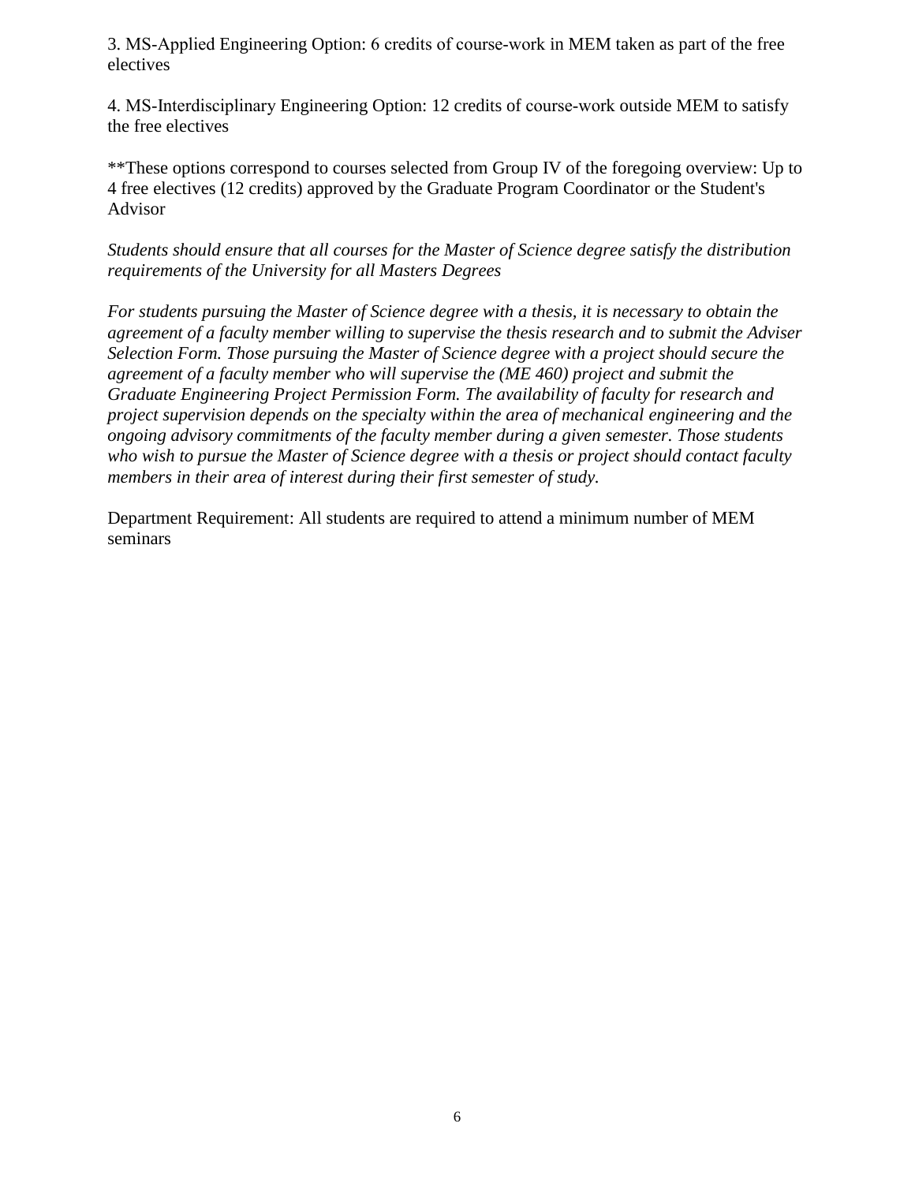3. MS-Applied Engineering Option: 6 credits of course-work in MEM taken as part of the free electives

4. MS-Interdisciplinary Engineering Option: 12 credits of course-work outside MEM to satisfy the free electives

**These options correspond to courses selected from Group IV of the foregoing overview: Up to 4 free electives (12 credits) approved by the Graduate Program Coordinator or the Student's Advisor

*Students should ensure that all courses for the Master of Science degree satisfy the distribution requirements of the University for all Masters Degrees*

*For students pursuing the Master of Science degree with a thesis, it is necessary to obtain the agreement of a faculty member willing to supervise the thesis research and to submit the Adviser Selection Form. Those pursuing the Master of Science degree with a project should secure the agreement of a faculty member who will supervise the (ME 460) project and submit the Graduate Engineering Project Permission Form. The availability of faculty for research and project supervision depends on the specialty within the area of mechanical engineering and the ongoing advisory commitments of the faculty member during a given semester. Those students who wish to pursue the Master of Science degree with a thesis or project should contact faculty members in their area of interest during their first semester of study.*

Department Requirement: All students are required to attend a minimum number of MEM seminars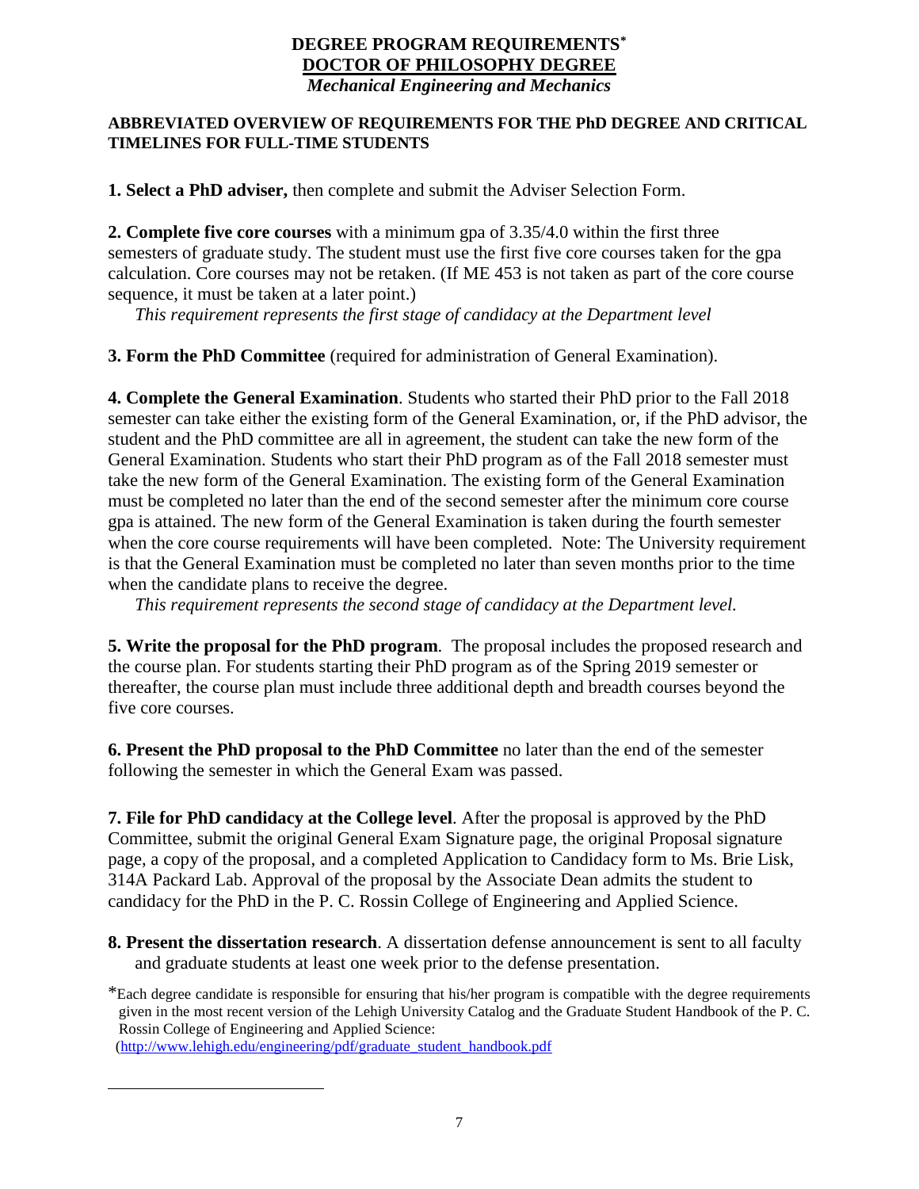# DEGREE PROGRAM REQUIREMENTS*

## DOCTOR OF PHILOSOPHY DEGREE

*Mechanical Engineering and Mechanics*

**ABBREVIATED OVERVIEW OF REQUIREMENTS FOR THE PhD DEGREE AND CRITICAL TIMELINES FOR FULL-TIME STUDENTS**

**1. Select a PhD adviser,** then complete and submit the Adviser Selection Form.

**2. Complete five core courses** with a minimum gpa of 3.35/4.0 within the first three semesters of graduate study. The student must use the first five core courses taken for the gpa calculation. Core courses may not be retaken. (If ME 453 is not taken as part of the core course sequence, it must be taken at a later point.)

*This requirement represents the first stage of candidacy at the Department level*

**3. Form the PhD Committee** (required for administration of General Examination).

**4. Complete the General Examination**. Students who started their PhD prior to the Fall 2018 semester can take either the existing form of the General Examination, or, if the PhD advisor, the student and the PhD committee are all in agreement, the student can take the new form of the General Examination. Students who start their PhD program as of the Fall 2018 semester must take the new form of the General Examination. The existing form of the General Examination must be completed no later than the end of the second semester after the minimum core course gpa is attained. The new form of the General Examination is taken during the fourth semester when the core course requirements will have been completed. Note: The University requirement is that the General Examination must be completed no later than seven months prior to the time when the candidate plans to receive the degree.

*This requirement represents the second stage of candidacy at the Department level.*

**5. Write the proposal for the PhD program**. The proposal includes the proposed research and the course plan. For students starting their PhD program as of the Spring 2019 semester or thereafter, the course plan must include three additional depth and breadth courses beyond the five core courses.

**6. Present the PhD proposal to the PhD Committee** no later than the end of the semester following the semester in which the General Exam was passed.

**7. File for PhD candidacy at the College level**. After the proposal is approved by the PhD Committee, submit the original General Exam Signature page, the original Proposal signature page, a copy of the proposal, and a completed Application to Candidacy form to Ms. Brie Lisk, 314A Packard Lab. Approval of the proposal by the Associate Dean admits the student to candidacy for the PhD in the P. C. Rossin College of Engineering and Applied Science.

**8. Present the dissertation research**. A dissertation defense announcement is sent to all faculty and graduate students at least one week prior to the defense presentation.

*Each degree candidate is responsible for ensuring that his/her program is compatible with the degree requirements given in the most recent version of the Lehigh University Catalog and the Graduate Student Handbook of the P. C. Rossin College of Engineering and Applied Science: (http://www.lehigh.edu/engineering/pdf/graduate_student_handbook.pdf)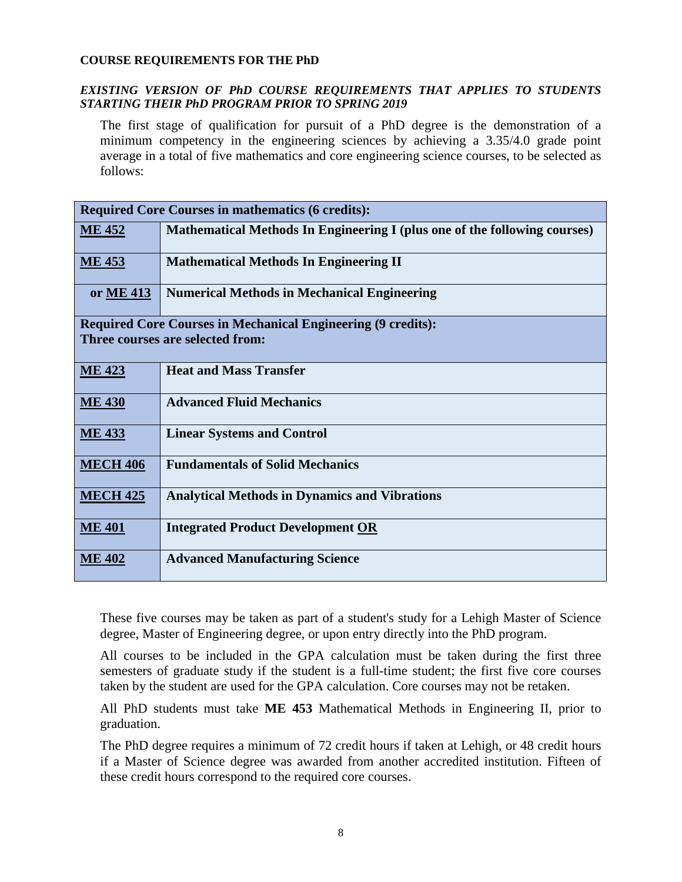**COURSE REQUIREMENTS FOR THE PhD**

***EXISTING VERSION OF PhD COURSE REQUIREMENTS THAT APPLIES TO STUDENTS STARTING THEIR PhD PROGRAM PRIOR TO SPRING 2019***

The first stage of qualification for pursuit of a PhD degree is the demonstration of a minimum competency in the engineering sciences by achieving a 3.35/4.0 grade point average in a total of five mathematics and core engineering science courses, to be selected as follows:

| **Required Core Courses in mathematics (6 credits):** | |
|---|---|
| **ME 452** | **Mathematical Methods In Engineering I (plus one of the following courses)** |
| **ME 453** | **Mathematical Methods In Engineering II** |
| **or ME 413** | **Numerical Methods in Mechanical Engineering** |
| **Required Core Courses in Mechanical Engineering (9 credits): Three courses are selected from:** | |
| **ME 423** | **Heat and Mass Transfer** |
| **ME 430** | **Advanced Fluid Mechanics** |
| **ME 433** | **Linear Systems and Control** |
| **MECH 406** | **Fundamentals of Solid Mechanics** |
| **MECH 425** | **Analytical Methods in Dynamics and Vibrations** |
| **ME 401** | **Integrated Product Development OR** |
| **ME 402** | **Advanced Manufacturing Science** |

These five courses may be taken as part of a student's study for a Lehigh Master of Science degree, Master of Engineering degree, or upon entry directly into the PhD program.

All courses to be included in the GPA calculation must be taken during the first three semesters of graduate study if the student is a full-time student; the first five core courses taken by the student are used for the GPA calculation. Core courses may not be retaken.

All PhD students must take **ME 453** Mathematical Methods in Engineering II, prior to graduation.

The PhD degree requires a minimum of 72 credit hours if taken at Lehigh, or 48 credit hours if a Master of Science degree was awarded from another accredited institution. Fifteen of these credit hours correspond to the required core courses.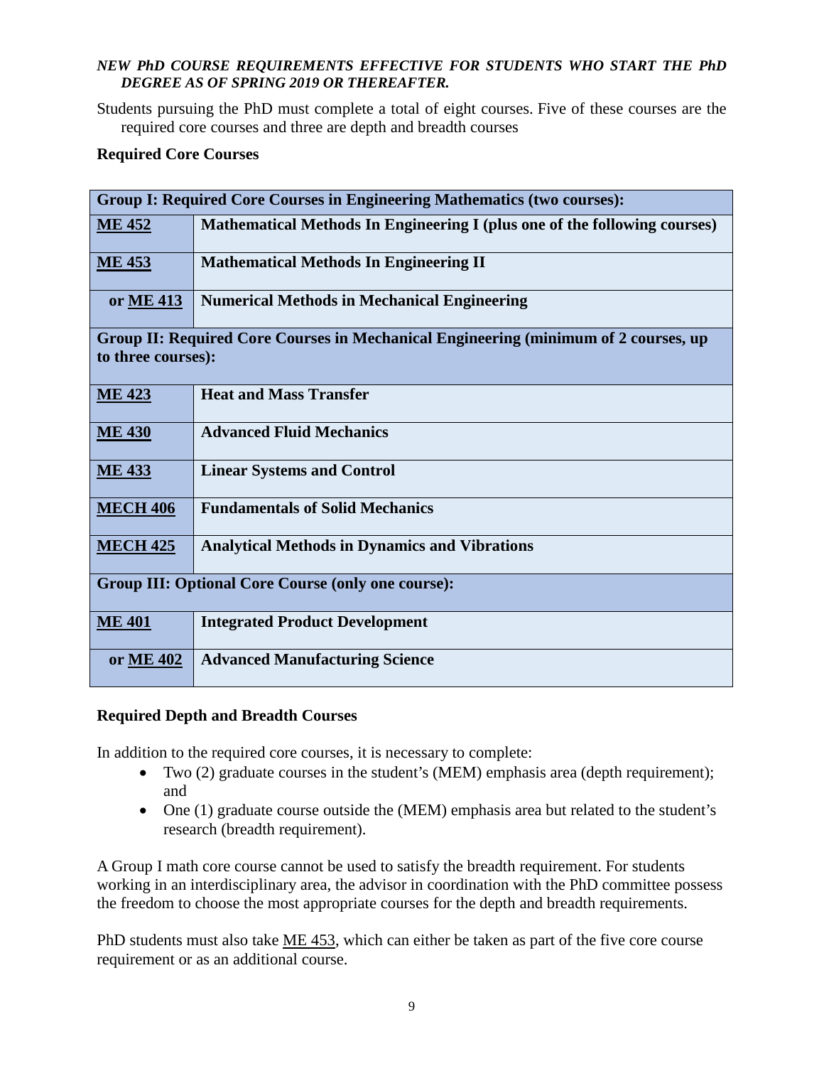***NEW PhD COURSE REQUIREMENTS EFFECTIVE FOR STUDENTS WHO START THE PhD DEGREE AS OF SPRING 2019 OR THEREAFTER.***

Students pursuing the PhD must complete a total of eight courses. Five of these courses are the required core courses and three are depth and breadth courses

**Required Core Courses**

| **Group I: Required Core Courses in Engineering Mathematics (two courses):** | |
|---|---|
| **ME 452** | **Mathematical Methods In Engineering I (plus one of the following courses)** |
| **ME 453** | **Mathematical Methods In Engineering II** |
| **or ME 413** | **Numerical Methods in Mechanical Engineering** |
| **Group II: Required Core Courses in Mechanical Engineering (minimum of 2 courses, up to three courses):** | |
| **ME 423** | **Heat and Mass Transfer** |
| **ME 430** | **Advanced Fluid Mechanics** |
| **ME 433** | **Linear Systems and Control** |
| **MECH 406** | **Fundamentals of Solid Mechanics** |
| **MECH 425** | **Analytical Methods in Dynamics and Vibrations** |
| **Group III: Optional Core Course (only one course):** | |
| **ME 401** | **Integrated Product Development** |
| **or ME 402** | **Advanced Manufacturing Science** |

**Required Depth and Breadth Courses**

In addition to the required core courses, it is necessary to complete:

- Two (2) graduate courses in the student's (MEM) emphasis area (depth requirement); and
- One (1) graduate course outside the (MEM) emphasis area but related to the student's research (breadth requirement).

A Group I math core course cannot be used to satisfy the breadth requirement. For students working in an interdisciplinary area, the advisor in coordination with the PhD committee possess the freedom to choose the most appropriate courses for the depth and breadth requirements.

PhD students must also take ME 453, which can either be taken as part of the five core course requirement or as an additional course.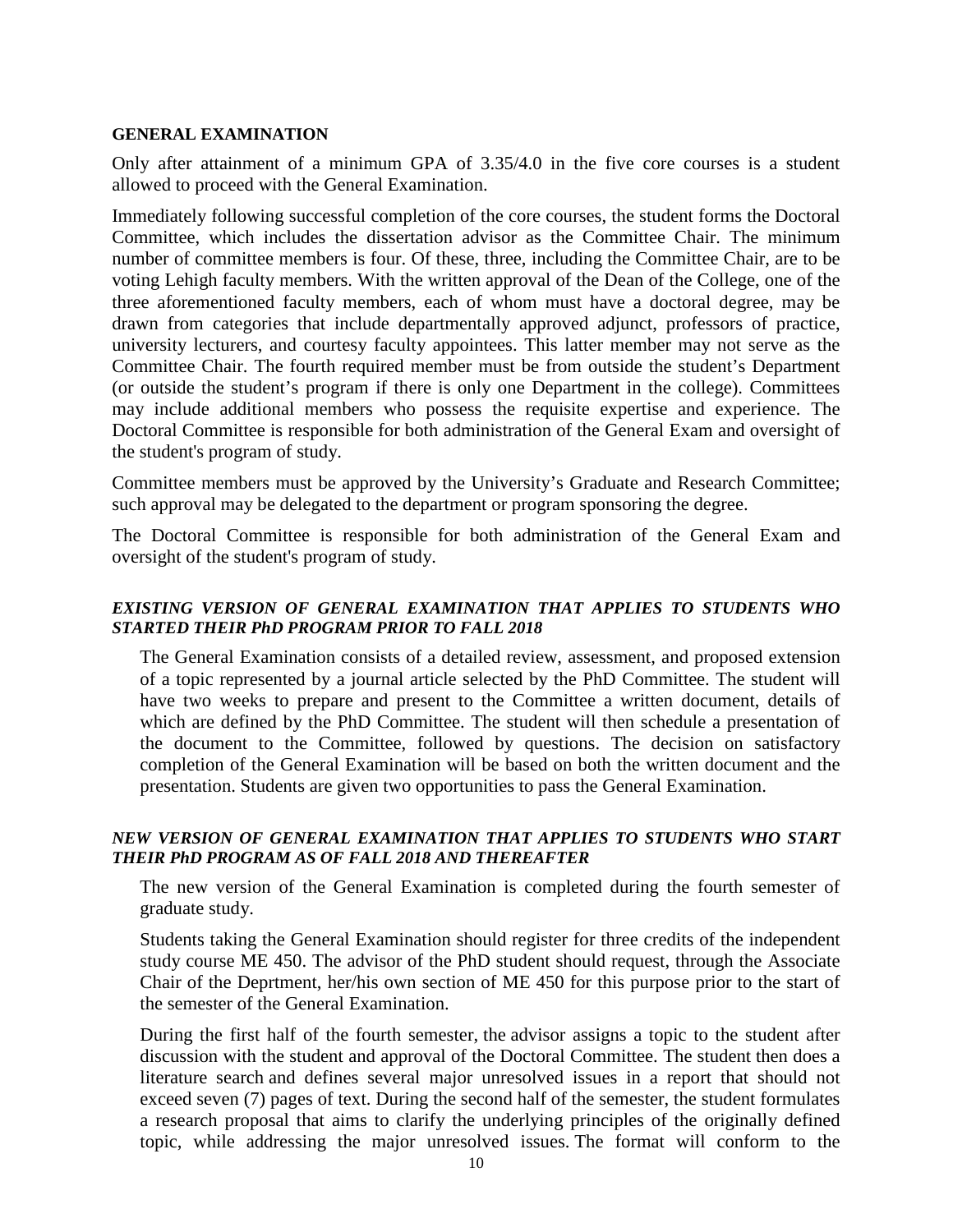**GENERAL EXAMINATION**

Only after attainment of a minimum GPA of 3.35/4.0 in the five core courses is a student allowed to proceed with the General Examination.

Immediately following successful completion of the core courses, the student forms the Doctoral Committee, which includes the dissertation advisor as the Committee Chair. The minimum number of committee members is four. Of these, three, including the Committee Chair, are to be voting Lehigh faculty members. With the written approval of the Dean of the College, one of the three aforementioned faculty members, each of whom must have a doctoral degree, may be drawn from categories that include departmentally approved adjunct, professors of practice, university lecturers, and courtesy faculty appointees. This latter member may not serve as the Committee Chair. The fourth required member must be from outside the student's Department (or outside the student's program if there is only one Department in the college). Committees may include additional members who possess the requisite expertise and experience. The Doctoral Committee is responsible for both administration of the General Exam and oversight of the student's program of study.

Committee members must be approved by the University's Graduate and Research Committee; such approval may be delegated to the department or program sponsoring the degree.

The Doctoral Committee is responsible for both administration of the General Exam and oversight of the student's program of study.

***EXISTING VERSION OF GENERAL EXAMINATION THAT APPLIES TO STUDENTS WHO STARTED THEIR PhD PROGRAM PRIOR TO FALL 2018***

The General Examination consists of a detailed review, assessment, and proposed extension of a topic represented by a journal article selected by the PhD Committee. The student will have two weeks to prepare and present to the Committee a written document, details of which are defined by the PhD Committee. The student will then schedule a presentation of the document to the Committee, followed by questions. The decision on satisfactory completion of the General Examination will be based on both the written document and the presentation. Students are given two opportunities to pass the General Examination.

***NEW VERSION OF GENERAL EXAMINATION THAT APPLIES TO STUDENTS WHO START THEIR PhD PROGRAM AS OF FALL 2018 AND THEREAFTER***

The new version of the General Examination is completed during the fourth semester of graduate study.

Students taking the General Examination should register for three credits of the independent study course ME 450. The advisor of the PhD student should request, through the Associate Chair of the Deprtment, her/his own section of ME 450 for this purpose prior to the start of the semester of the General Examination.

During the first half of the fourth semester, the advisor assigns a topic to the student after discussion with the student and approval of the Doctoral Committee. The student then does a literature search and defines several major unresolved issues in a report that should not exceed seven (7) pages of text. During the second half of the semester, the student formulates a research proposal that aims to clarify the underlying principles of the originally defined topic, while addressing the major unresolved issues. The format will conform to the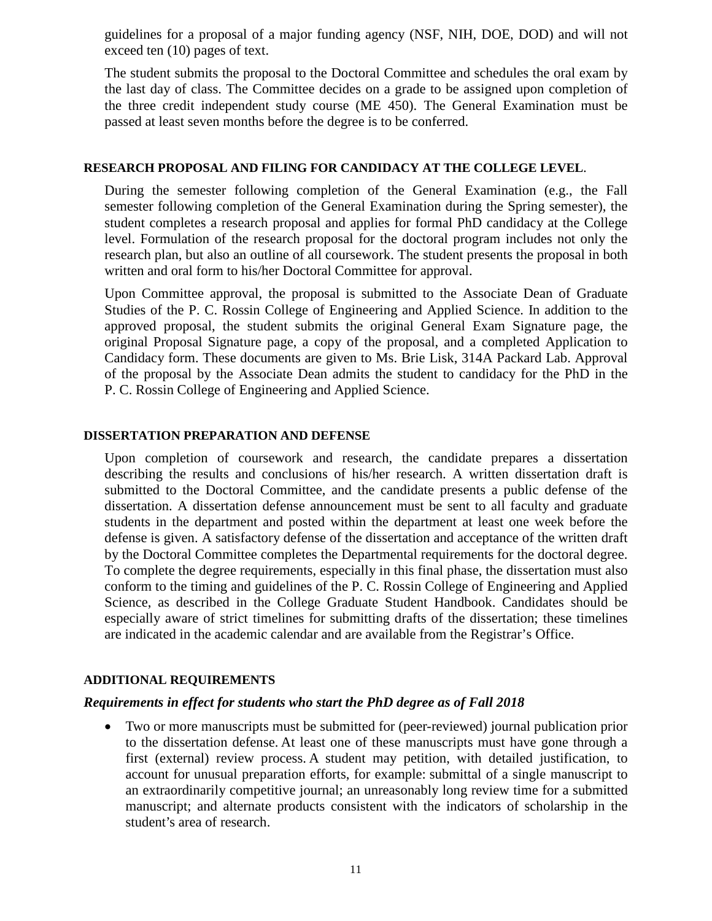guidelines for a proposal of a major funding agency (NSF, NIH, DOE, DOD) and will not exceed ten (10) pages of text.

The student submits the proposal to the Doctoral Committee and schedules the oral exam by the last day of class. The Committee decides on a grade to be assigned upon completion of the three credit independent study course (ME 450). The General Examination must be passed at least seven months before the degree is to be conferred.

### RESEARCH PROPOSAL AND FILING FOR CANDIDACY AT THE COLLEGE LEVEL.

During the semester following completion of the General Examination (e.g., the Fall semester following completion of the General Examination during the Spring semester), the student completes a research proposal and applies for formal PhD candidacy at the College level. Formulation of the research proposal for the doctoral program includes not only the research plan, but also an outline of all coursework. The student presents the proposal in both written and oral form to his/her Doctoral Committee for approval.

Upon Committee approval, the proposal is submitted to the Associate Dean of Graduate Studies of the P. C. Rossin College of Engineering and Applied Science. In addition to the approved proposal, the student submits the original General Exam Signature page, the original Proposal Signature page, a copy of the proposal, and a completed Application to Candidacy form. These documents are given to Ms. Brie Lisk, 314A Packard Lab. Approval of the proposal by the Associate Dean admits the student to candidacy for the PhD in the P. C. Rossin College of Engineering and Applied Science.

### DISSERTATION PREPARATION AND DEFENSE

Upon completion of coursework and research, the candidate prepares a dissertation describing the results and conclusions of his/her research. A written dissertation draft is submitted to the Doctoral Committee, and the candidate presents a public defense of the dissertation. A dissertation defense announcement must be sent to all faculty and graduate students in the department and posted within the department at least one week before the defense is given. A satisfactory defense of the dissertation and acceptance of the written draft by the Doctoral Committee completes the Departmental requirements for the doctoral degree. To complete the degree requirements, especially in this final phase, the dissertation must also conform to the timing and guidelines of the P. C. Rossin College of Engineering and Applied Science, as described in the College Graduate Student Handbook. Candidates should be especially aware of strict timelines for submitting drafts of the dissertation; these timelines are indicated in the academic calendar and are available from the Registrar's Office.

### ADDITIONAL REQUIREMENTS

***Requirements in effect for students who start the PhD degree as of Fall 2018***

- Two or more manuscripts must be submitted for (peer-reviewed) journal publication prior to the dissertation defense. At least one of these manuscripts must have gone through a first (external) review process. A student may petition, with detailed justification, to account for unusual preparation efforts, for example: submittal of a single manuscript to an extraordinarily competitive journal; an unreasonably long review time for a submitted manuscript; and alternate products consistent with the indicators of scholarship in the student's area of research.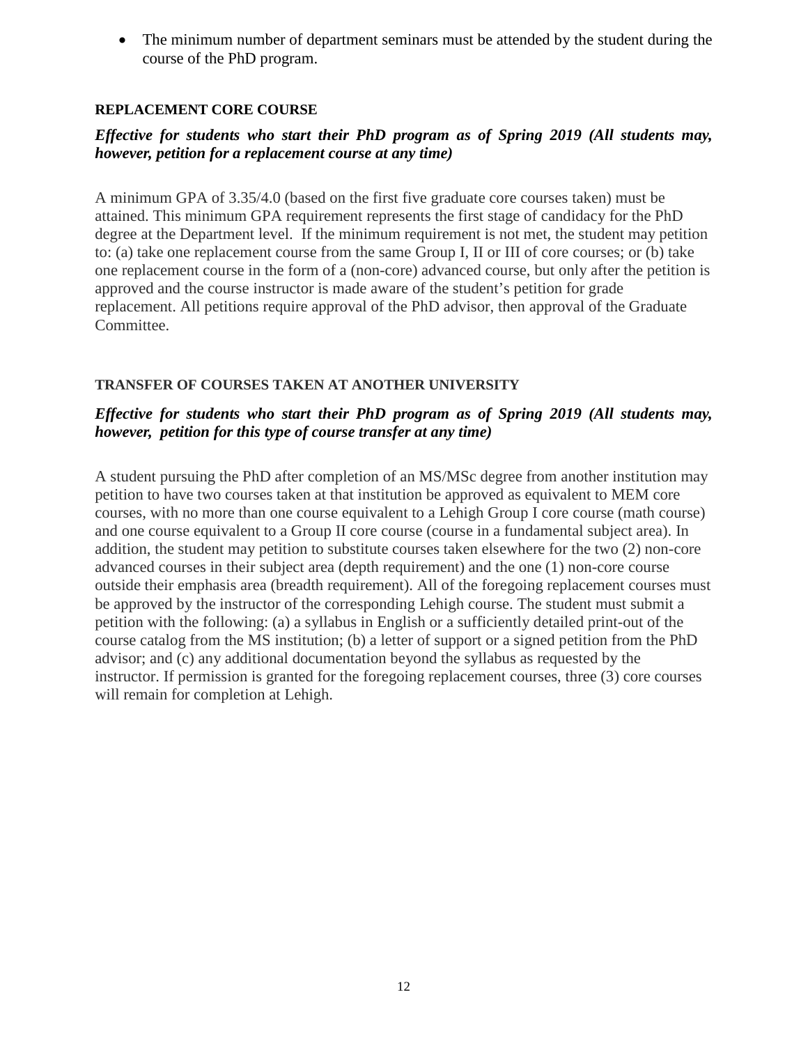- The minimum number of department seminars must be attended by the student during the course of the PhD program.

### REPLACEMENT CORE COURSE

***Effective for students who start their PhD program as of Spring 2019 (All students may, however, petition for a replacement course at any time)***

A minimum GPA of 3.35/4.0 (based on the first five graduate core courses taken) must be attained. This minimum GPA requirement represents the first stage of candidacy for the PhD degree at the Department level. If the minimum requirement is not met, the student may petition to: (a) take one replacement course from the same Group I, II or III of core courses; or (b) take one replacement course in the form of a (non-core) advanced course, but only after the petition is approved and the course instructor is made aware of the student's petition for grade replacement. All petitions require approval of the PhD advisor, then approval of the Graduate Committee.

### TRANSFER OF COURSES TAKEN AT ANOTHER UNIVERSITY

***Effective for students who start their PhD program as of Spring 2019 (All students may, however, petition for this type of course transfer at any time)***

A student pursuing the PhD after completion of an MS/MSc degree from another institution may petition to have two courses taken at that institution be approved as equivalent to MEM core courses, with no more than one course equivalent to a Lehigh Group I core course (math course) and one course equivalent to a Group II core course (course in a fundamental subject area). In addition, the student may petition to substitute courses taken elsewhere for the two (2) non-core advanced courses in their subject area (depth requirement) and the one (1) non-core course outside their emphasis area (breadth requirement). All of the foregoing replacement courses must be approved by the instructor of the corresponding Lehigh course. The student must submit a petition with the following: (a) a syllabus in English or a sufficiently detailed print-out of the course catalog from the MS institution; (b) a letter of support or a signed petition from the PhD advisor; and (c) any additional documentation beyond the syllabus as requested by the instructor. If permission is granted for the foregoing replacement courses, three (3) core courses will remain for completion at Lehigh.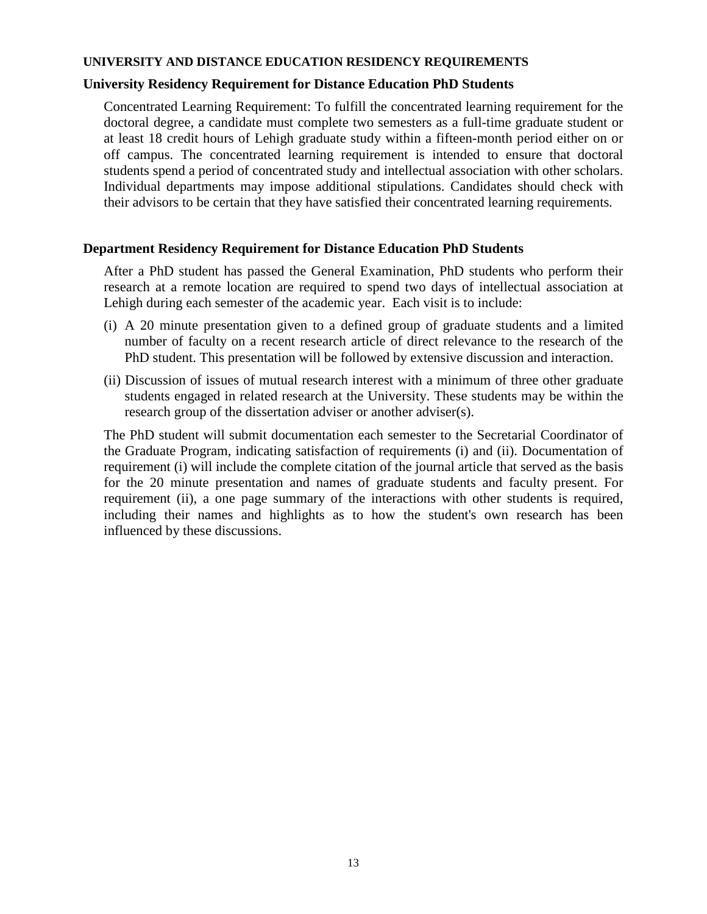## UNIVERSITY AND DISTANCE EDUCATION RESIDENCY REQUIREMENTS

### University Residency Requirement for Distance Education PhD Students

Concentrated Learning Requirement: To fulfill the concentrated learning requirement for the doctoral degree, a candidate must complete two semesters as a full-time graduate student or at least 18 credit hours of Lehigh graduate study within a fifteen-month period either on or off campus. The concentrated learning requirement is intended to ensure that doctoral students spend a period of concentrated study and intellectual association with other scholars. Individual departments may impose additional stipulations. Candidates should check with their advisors to be certain that they have satisfied their concentrated learning requirements.

### Department Residency Requirement for Distance Education PhD Students

After a PhD student has passed the General Examination, PhD students who perform their research at a remote location are required to spend two days of intellectual association at Lehigh during each semester of the academic year. Each visit is to include:

(i) A 20 minute presentation given to a defined group of graduate students and a limited number of faculty on a recent research article of direct relevance to the research of the PhD student. This presentation will be followed by extensive discussion and interaction.

(ii) Discussion of issues of mutual research interest with a minimum of three other graduate students engaged in related research at the University. These students may be within the research group of the dissertation adviser or another adviser(s).

The PhD student will submit documentation each semester to the Secretarial Coordinator of the Graduate Program, indicating satisfaction of requirements (i) and (ii). Documentation of requirement (i) will include the complete citation of the journal article that served as the basis for the 20 minute presentation and names of graduate students and faculty present. For requirement (ii), a one page summary of the interactions with other students is required, including their names and highlights as to how the student's own research has been influenced by these discussions.